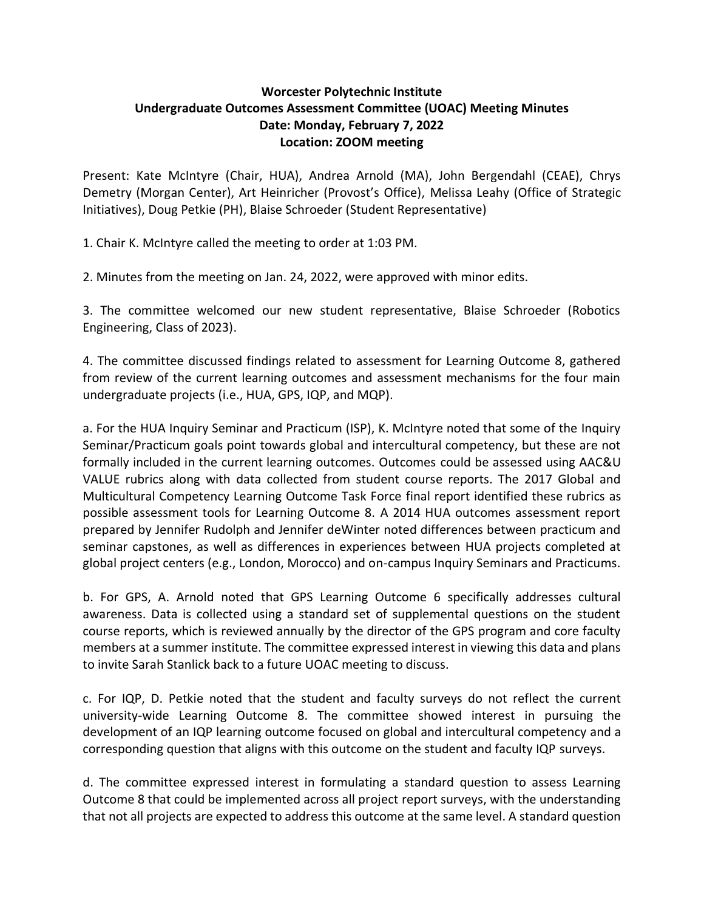**Worcester Polytechnic Institute**
**Undergraduate Outcomes Assessment Committee (UOAC) Meeting Minutes**
**Date: Monday, February 7, 2022**
**Location: ZOOM meeting**

Present: Kate McIntyre (Chair, HUA), Andrea Arnold (MA), John Bergendahl (CEAE), Chrys Demetry (Morgan Center), Art Heinricher (Provost's Office), Melissa Leahy (Office of Strategic Initiatives), Doug Petkie (PH), Blaise Schroeder (Student Representative)

1. Chair K. McIntyre called the meeting to order at 1:03 PM.

2. Minutes from the meeting on Jan. 24, 2022, were approved with minor edits.

3. The committee welcomed our new student representative, Blaise Schroeder (Robotics Engineering, Class of 2023).

4. The committee discussed findings related to assessment for Learning Outcome 8, gathered from review of the current learning outcomes and assessment mechanisms for the four main undergraduate projects (i.e., HUA, GPS, IQP, and MQP).

a. For the HUA Inquiry Seminar and Practicum (ISP), K. McIntyre noted that some of the Inquiry Seminar/Practicum goals point towards global and intercultural competency, but these are not formally included in the current learning outcomes. Outcomes could be assessed using AAC&U VALUE rubrics along with data collected from student course reports. The 2017 Global and Multicultural Competency Learning Outcome Task Force final report identified these rubrics as possible assessment tools for Learning Outcome 8. A 2014 HUA outcomes assessment report prepared by Jennifer Rudolph and Jennifer deWinter noted differences between practicum and seminar capstones, as well as differences in experiences between HUA projects completed at global project centers (e.g., London, Morocco) and on-campus Inquiry Seminars and Practicums.

b. For GPS, A. Arnold noted that GPS Learning Outcome 6 specifically addresses cultural awareness. Data is collected using a standard set of supplemental questions on the student course reports, which is reviewed annually by the director of the GPS program and core faculty members at a summer institute. The committee expressed interest in viewing this data and plans to invite Sarah Stanlick back to a future UOAC meeting to discuss.

c. For IQP, D. Petkie noted that the student and faculty surveys do not reflect the current university-wide Learning Outcome 8. The committee showed interest in pursuing the development of an IQP learning outcome focused on global and intercultural competency and a corresponding question that aligns with this outcome on the student and faculty IQP surveys.

d. The committee expressed interest in formulating a standard question to assess Learning Outcome 8 that could be implemented across all project report surveys, with the understanding that not all projects are expected to address this outcome at the same level. A standard question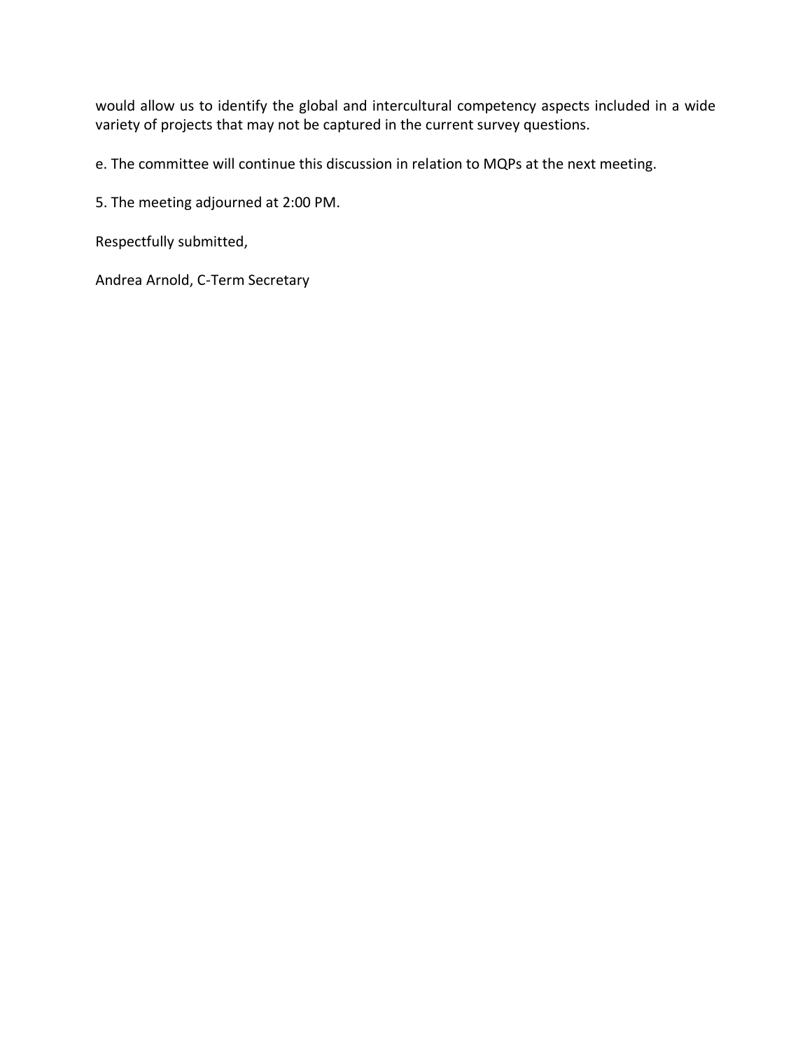would allow us to identify the global and intercultural competency aspects included in a wide variety of projects that may not be captured in the current survey questions.

e. The committee will continue this discussion in relation to MQPs at the next meeting.

5. The meeting adjourned at 2:00 PM.

Respectfully submitted,

Andrea Arnold, C-Term Secretary